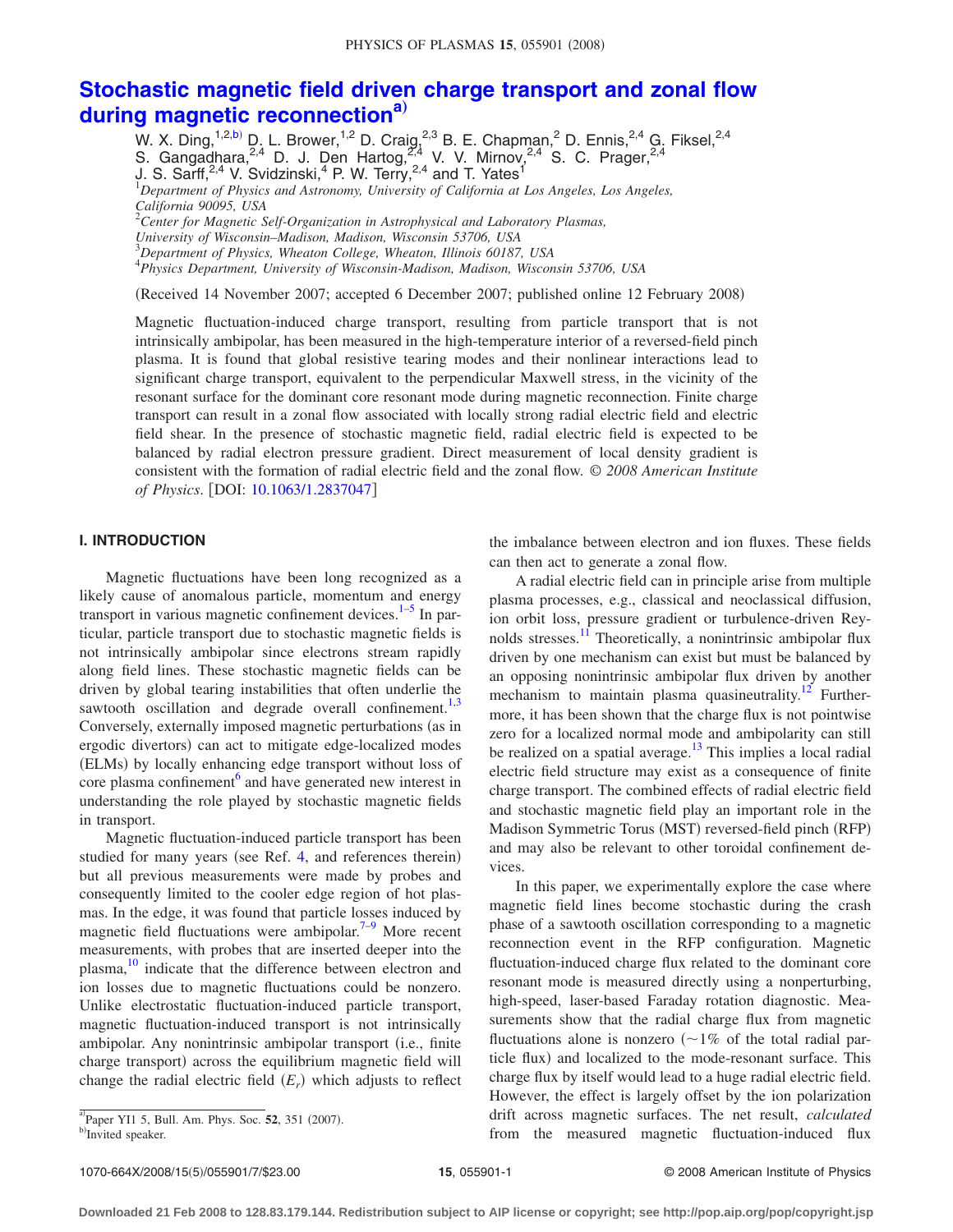# Stochastic magnetic field driven charge transport and zonal flow during magnetic reconnection[a)]

W. X. Ding,[1,2,b)] D. L. Brower,[1,2] D. Craig,[2,3] B. E. Chapman,[2] D. Ennis,[2,4] G. Fiksel,[2,4] S. Gangadhara,[2,4] D. J. Den Hartog,[2,4] V. V. Mirnov,[2,4] S. C. Prager,[2,4] J. S. Sarff,[2,4] V. Svidzinski,[4] P. W. Terry,[2,4] and T. Yates[1]

[1]*Department of Physics and Astronomy, University of California at Los Angeles, Los Angeles, California 90095, USA*
[2]*Center for Magnetic Self-Organization in Astrophysical and Laboratory Plasmas, University of Wisconsin–Madison, Madison, Wisconsin 53706, USA*
[3]*Department of Physics, Wheaton College, Wheaton, Illinois 60187, USA*
[4]*Physics Department, University of Wisconsin-Madison, Madison, Wisconsin 53706, USA*

(Received 14 November 2007; accepted 6 December 2007; published online 12 February 2008)

Magnetic fluctuation-induced charge transport, resulting from particle transport that is not intrinsically ambipolar, has been measured in the high-temperature interior of a reversed-field pinch plasma. It is found that global resistive tearing modes and their nonlinear interactions lead to significant charge transport, equivalent to the perpendicular Maxwell stress, in the vicinity of the resonant surface for the dominant core resonant mode during magnetic reconnection. Finite charge transport can result in a zonal flow associated with locally strong radial electric field and electric field shear. In the presence of stochastic magnetic field, radial electric field is expected to be balanced by radial electron pressure gradient. Direct measurement of local density gradient is consistent with the formation of radial electric field and the zonal flow. *© 2008 American Institute of Physics*. [DOI: 10.1063/1.2837047]

## I. INTRODUCTION

Magnetic fluctuations have been long recognized as a likely cause of anomalous particle, momentum and energy transport in various magnetic confinement devices.[1–5] In particular, particle transport due to stochastic magnetic fields is not intrinsically ambipolar since electrons stream rapidly along field lines. These stochastic magnetic fields can be driven by global tearing instabilities that often underlie the sawtooth oscillation and degrade overall confinement.[1,3] Conversely, externally imposed magnetic perturbations (as in ergodic divertors) can act to mitigate edge-localized modes (ELMs) by locally enhancing edge transport without loss of core plasma confinement[6] and have generated new interest in understanding the role played by stochastic magnetic fields in transport.

Magnetic fluctuation-induced particle transport has been studied for many years (see Ref. 4, and references therein) but all previous measurements were made by probes and consequently limited to the cooler edge region of hot plasmas. In the edge, it was found that particle losses induced by magnetic field fluctuations were ambipolar.[7–9] More recent measurements, with probes that are inserted deeper into the plasma,[10] indicate that the difference between electron and ion losses due to magnetic fluctuations could be nonzero. Unlike electrostatic fluctuation-induced particle transport, magnetic fluctuation-induced transport is not intrinsically ambipolar. Any nonintrinsic ambipolar transport (i.e., finite charge transport) across the equilibrium magnetic field will change the radial electric field ($E_r$) which adjusts to reflect the imbalance between electron and ion fluxes. These fields can then act to generate a zonal flow.

A radial electric field can in principle arise from multiple plasma processes, e.g., classical and neoclassical diffusion, ion orbit loss, pressure gradient or turbulence-driven Reynolds stresses.[11] Theoretically, a nonintrinsic ambipolar flux driven by one mechanism can exist but must be balanced by an opposing nonintrinsic ambipolar flux driven by another mechanism to maintain plasma quasineutrality.[12] Furthermore, it has been shown that the charge flux is not pointwise zero for a localized normal mode and ambipolarity can still be realized on a spatial average.[13] This implies a local radial electric field structure may exist as a consequence of finite charge transport. The combined effects of radial electric field and stochastic magnetic field play an important role in the Madison Symmetric Torus (MST) reversed-field pinch (RFP) and may also be relevant to other toroidal confinement devices.

In this paper, we experimentally explore the case where magnetic field lines become stochastic during the crash phase of a sawtooth oscillation corresponding to a magnetic reconnection event in the RFP configuration. Magnetic fluctuation-induced charge flux related to the dominant core resonant mode is measured directly using a nonperturbing, high-speed, laser-based Faraday rotation diagnostic. Measurements show that the radial charge flux from magnetic fluctuations alone is nonzero (~1% of the total radial particle flux) and localized to the mode-resonant surface. This charge flux by itself would lead to a huge radial electric field. However, the effect is largely offset by the ion polarization drift across magnetic surfaces. The net result, *calculated* from the measured magnetic fluctuation-induced flux

[a)]Paper YI1 5, Bull. Am. Phys. Soc. **52**, 351 (2007).
[b)]Invited speaker.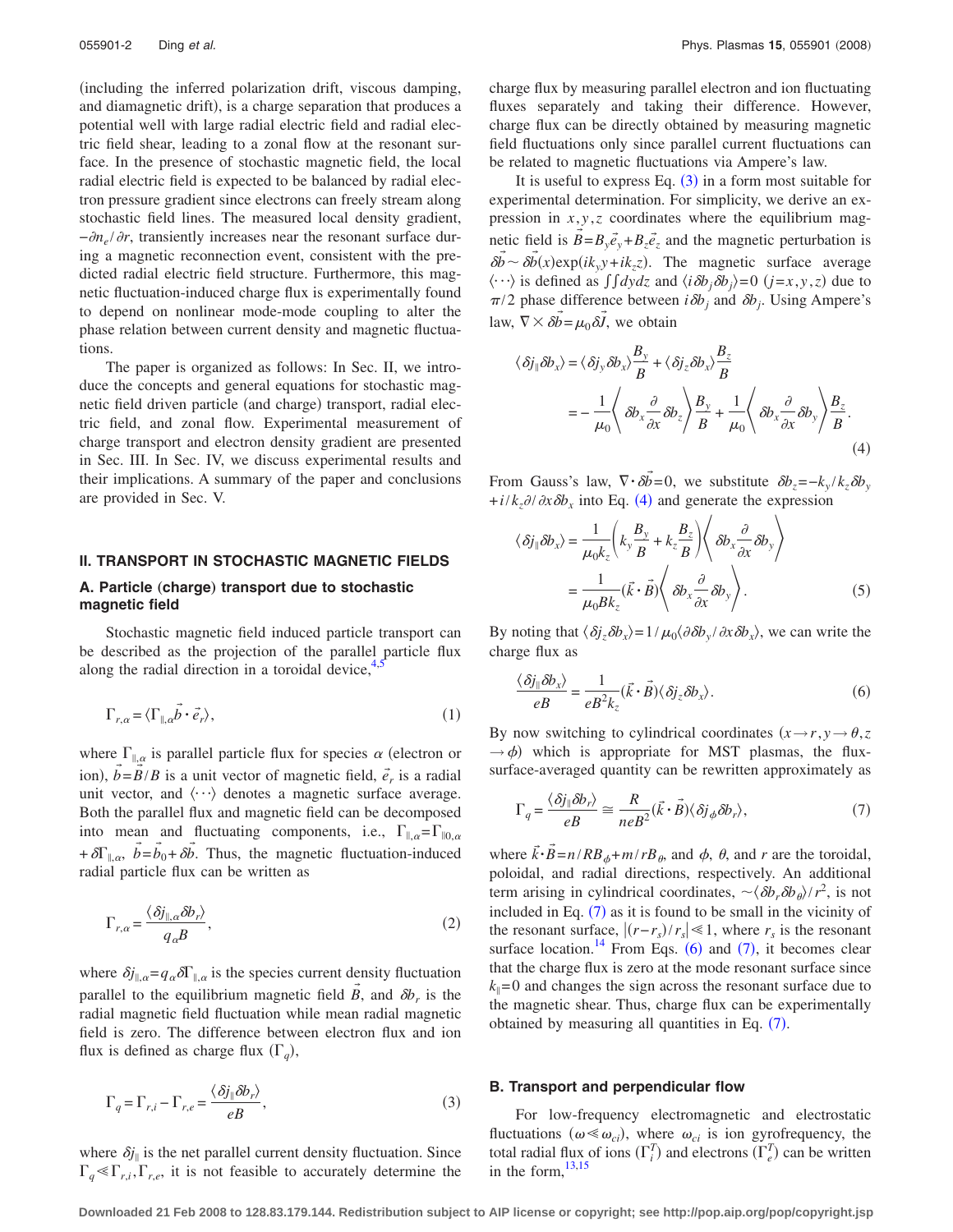(including the inferred polarization drift, viscous damping, and diamagnetic drift), is a charge separation that produces a potential well with large radial electric field and radial electric field shear, leading to a zonal flow at the resonant surface. In the presence of stochastic magnetic field, the local radial electric field is expected to be balanced by radial electron pressure gradient since electrons can freely stream along stochastic field lines. The measured local density gradient, $-\partial n_e/\partial r$, transiently increases near the resonant surface during a magnetic reconnection event, consistent with the predicted radial electric field structure. Furthermore, this magnetic fluctuation-induced charge flux is experimentally found to depend on nonlinear mode-mode coupling to alter the phase relation between current density and magnetic fluctuations.

The paper is organized as follows: In Sec. II, we introduce the concepts and general equations for stochastic magnetic field driven particle (and charge) transport, radial electric field, and zonal flow. Experimental measurement of charge transport and electron density gradient are presented in Sec. III. In Sec. IV, we discuss experimental results and their implications. A summary of the paper and conclusions are provided in Sec. V.

## II. TRANSPORT IN STOCHASTIC MAGNETIC FIELDS

### A. Particle (charge) transport due to stochastic magnetic field

Stochastic magnetic field induced particle transport can be described as the projection of the parallel particle flux along the radial direction in a toroidal device,[4,5]

$$\Gamma_{r,\alpha} = \langle \Gamma_{\parallel,\alpha} \vec{b} \cdot \vec{e}_r \rangle, \tag{1}$$

where $\Gamma_{\parallel,\alpha}$ is parallel particle flux for species $\alpha$ (electron or ion), $\vec{b}=\vec{B}/B$ is a unit vector of magnetic field, $\vec{e}_r$ is a radial unit vector, and $\langle \cdots \rangle$ denotes a magnetic surface average. Both the parallel flux and magnetic field can be decomposed into mean and fluctuating components, i.e., $\Gamma_{\parallel,\alpha}=\Gamma_{\parallel 0,\alpha}+\delta\Gamma_{\parallel,\alpha}$, $\vec{b}=\vec{b}_0+\delta\vec{b}$. Thus, the magnetic fluctuation-induced radial particle flux can be written as

$$\Gamma_{r,\alpha} = \frac{\langle \delta j_{\parallel,\alpha} \delta b_r \rangle}{q_\alpha B}, \tag{2}$$

where $\delta j_{\parallel,\alpha}=q_\alpha \delta\Gamma_{\parallel,\alpha}$ is the species current density fluctuation parallel to the equilibrium magnetic field $\vec{B}$, and $\delta b_r$ is the radial magnetic field fluctuation while mean radial magnetic field is zero. The difference between electron flux and ion flux is defined as charge flux ($\Gamma_q$),

$$\Gamma_q = \Gamma_{r,i} - \Gamma_{r,e} = \frac{\langle \delta j_\parallel \delta b_r \rangle}{eB}, \tag{3}$$

where $\delta j_\parallel$ is the net parallel current density fluctuation. Since $\Gamma_q \ll \Gamma_{r,i}, \Gamma_{r,e}$, it is not feasible to accurately determine the charge flux by measuring parallel electron and ion fluctuating fluxes separately and taking their difference. However, charge flux can be directly obtained by measuring magnetic field fluctuations only since parallel current fluctuations can be related to magnetic fluctuations via Ampere's law.

It is useful to express Eq. (3) in a form most suitable for experimental determination. For simplicity, we derive an expression in $x,y,z$ coordinates where the equilibrium magnetic field is $\vec{B}=B_y\vec{e}_y+B_z\vec{e}_z$ and the magnetic perturbation is $\delta\vec{b} \sim \delta\vec{b}(x)\exp(ik_y y+ik_z z)$. The magnetic surface average $\langle \cdots \rangle$ is defined as $\int\int dy dz$ and $\langle i\delta b_j \delta b_j \rangle = 0$ $(j=x,y,z)$ due to $\pi/2$ phase difference between $i\delta b_j$ and $\delta b_j$. Using Ampere's law, $\nabla \times \delta\vec{b} = \mu_0 \delta\vec{J}$, we obtain

$$\begin{aligned}
\langle \delta j_\parallel \delta b_x \rangle &= \langle \delta j_y \delta b_x \rangle \frac{B_y}{B} + \langle \delta j_z \delta b_x \rangle \frac{B_z}{B} \\
&= -\frac{1}{\mu_0}\left\langle \delta b_x \frac{\partial}{\partial x}\delta b_z \right\rangle \frac{B_y}{B} + \frac{1}{\mu_0}\left\langle \delta b_x \frac{\partial}{\partial x}\delta b_y \right\rangle \frac{B_z}{B}.
\end{aligned} \tag{4}$$

From Gauss's law, $\nabla \cdot \delta\vec{b}=0$, we substitute $\delta b_z = -k_y/k_z \delta b_y + i/k_z \partial/\partial x \delta b_x$ into Eq. (4) and generate the expression

$$\begin{aligned}
\langle \delta j_\parallel \delta b_x \rangle &= \frac{1}{\mu_0 k_z}\left(k_y \frac{B_y}{B} + k_z \frac{B_z}{B}\right)\left\langle \delta b_x \frac{\partial}{\partial x}\delta b_y \right\rangle \\
&= \frac{1}{\mu_0 B k_z}(\vec{k}\cdot\vec{B})\left\langle \delta b_x \frac{\partial}{\partial x}\delta b_y \right\rangle.
\end{aligned} \tag{5}$$

By noting that $\langle \delta j_z \delta b_x \rangle = 1/\mu_0 \langle \partial \delta b_y/\partial x \delta b_x \rangle$, we can write the charge flux as

$$\frac{\langle \delta j_\parallel \delta b_x \rangle}{eB} = \frac{1}{eB^2 k_z}(\vec{k}\cdot\vec{B})\langle \delta j_z \delta b_x \rangle. \tag{6}$$

By now switching to cylindrical coordinates $(x \to r, y \to \theta, z \to \phi)$ which is appropriate for MST plasmas, the flux-surface-averaged quantity can be rewritten approximately as

$$\Gamma_q = \frac{\langle \delta j_\parallel \delta b_r \rangle}{eB} \cong \frac{R}{neB^2}(\vec{k}\cdot\vec{B})\langle \delta j_\phi \delta b_r \rangle, \tag{7}$$

where $\vec{k}\cdot\vec{B}=n/RB_\phi + m/rB_\theta$, and $\phi$, $\theta$, and $r$ are the toroidal, poloidal, and radial directions, respectively. An additional term arising in cylindrical coordinates, $\sim\langle \delta b_r \delta b_\theta \rangle / r^2$, is not included in Eq. (7) as it is found to be small in the vicinity of the resonant surface, $|(r-r_s)/r_s| \ll 1$, where $r_s$ is the resonant surface location.[14] From Eqs. (6) and (7), it becomes clear that the charge flux is zero at the mode resonant surface since $k_\parallel=0$ and changes the sign across the resonant surface due to the magnetic shear. Thus, charge flux can be experimentally obtained by measuring all quantities in Eq. (7).

### B. Transport and perpendicular flow

For low-frequency electromagnetic and electrostatic fluctuations $(\omega \ll \omega_{ci})$, where $\omega_{ci}$ is ion gyrofrequency, the total radial flux of ions $(\Gamma_i^T)$ and electrons $(\Gamma_e^T)$ can be written in the form,[13,15]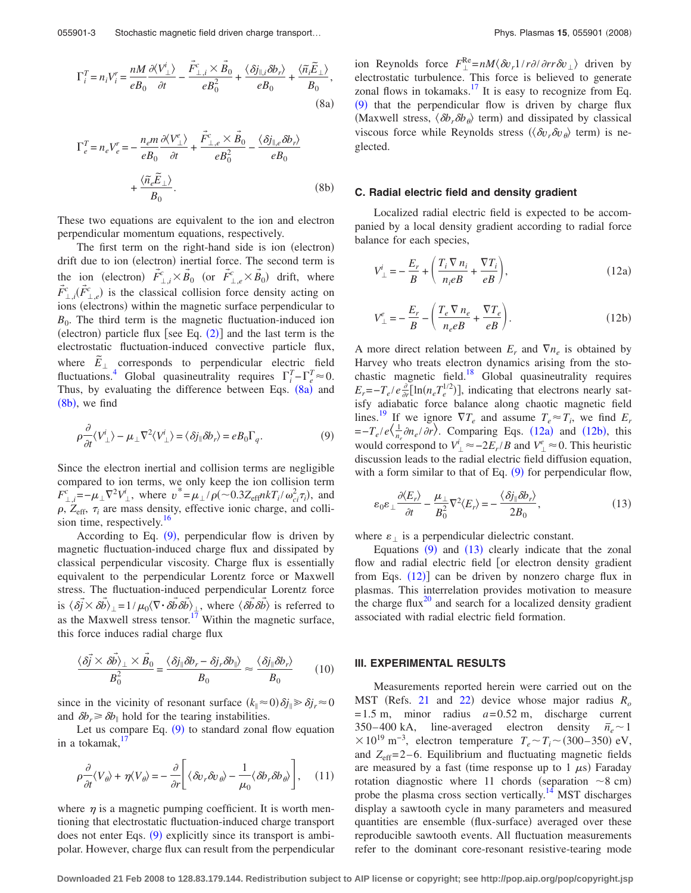$$\Gamma_i^T = n_i V_i^r = \frac{nM}{eB_0}\frac{\partial \langle V_\perp^i \rangle}{\partial t} - \frac{\vec{F}_{\perp,i}^c \times \vec{B}_0}{eB_0^2} + \frac{\langle \delta j_{\|,i} \delta b_r \rangle}{eB_0} + \frac{\langle \tilde{n}_i \tilde{E}_\perp \rangle}{B_0}, \tag{8a}$$

$$\Gamma_e^T = n_e V_e^r = -\frac{n_e m}{eB_0}\frac{\partial \langle V_\perp^e \rangle}{\partial t} + \frac{\vec{F}_{\perp,e}^c \times \vec{B}_0}{eB_0^2} - \frac{\langle \delta j_{\|,e} \delta b_r \rangle}{eB_0} + \frac{\langle \tilde{n}_e \tilde{E}_\perp \rangle}{B_0}. \tag{8b}$$

These two equations are equivalent to the ion and electron perpendicular momentum equations, respectively.

The first term on the right-hand side is ion (electron) drift due to ion (electron) inertial force. The second term is the ion (electron) $\vec{F}_{\perp,i}^c \times \vec{B}_0$ (or $\vec{F}_{\perp,e}^c \times \vec{B}_0$) drift, where $\vec{F}_{\perp,i}^c(\vec{F}_{\perp,e}^c)$ is the classical collision force density acting on ions (electrons) within the magnetic surface perpendicular to $B_0$. The third term is the magnetic fluctuation-induced ion (electron) particle flux [see Eq. (2)] and the last term is the electrostatic fluctuation-induced convective particle flux, where $\tilde{E}_\perp$ corresponds to perpendicular electric field fluctuations.[4] Global quasineutrality requires $\Gamma_i^T - \Gamma_e^T \approx 0$. Thus, by evaluating the difference between Eqs. (8a) and (8b), we find

$$\rho \frac{\partial}{\partial t}\langle V_\perp^i \rangle - \mu_\perp \nabla^2 \langle V_\perp^i \rangle = \langle \delta j_\| \delta b_r \rangle = eB_0 \Gamma_q. \tag{9}$$

Since the electron inertial and collision terms are negligible compared to ion terms, we only keep the ion collision term $F_{\perp,i}^c = -\mu_\perp \nabla^2 V_\perp^i$, where $v^* = \mu_\perp / \rho (\sim 0.3 Z_{\text{eff}} nkT_i / \omega_{ci}^2 \tau_i)$, and $\rho$, $Z_{\text{eff}}$, $\tau_i$ are mass density, effective ionic charge, and collision time, respectively.[16]

According to Eq. (9), perpendicular flow is driven by magnetic fluctuation-induced charge flux and dissipated by classical perpendicular viscosity. Charge flux is essentially equivalent to the perpendicular Lorentz force or Maxwell stress. The fluctuation-induced perpendicular Lorentz force is $\langle \delta \vec{j} \times \delta \vec{b} \rangle_\perp = 1/\mu_0 (\nabla \cdot \delta \vec{b} \delta \vec{b})_\perp$, where $\langle \delta \vec{b} \delta \vec{b} \rangle$ is referred to as the Maxwell stress tensor.[17] Within the magnetic surface, this force induces radial charge flux

$$\frac{\langle \delta \vec{j} \times \delta \vec{b} \rangle_\perp \times \vec{B}_0}{B_0^2} = \frac{\langle \delta j_\| \delta b_r - \delta j_r \delta b_\| \rangle}{B_0} \approx \frac{\langle \delta j_\| \delta b_r \rangle}{B_0} \tag{10}$$

since in the vicinity of resonant surface $(k_\| \approx 0)\, \delta j_\| \gg \delta j_r \approx 0$ and $\delta b_r \gg \delta b_\|$ hold for the tearing instabilities.

Let us compare Eq. (9) to standard zonal flow equation in a tokamak,[17]

$$\rho \frac{\partial}{\partial t}\langle V_\theta \rangle + \eta \langle V_\theta \rangle = -\frac{\partial}{\partial r}\left[ \langle \delta v_r \delta v_\theta \rangle - \frac{1}{\mu_0}\langle \delta b_r \delta b_\theta \rangle \right], \tag{11}$$

where $\eta$ is a magnetic pumping coefficient. It is worth mentioning that electrostatic fluctuation-induced charge transport does not enter Eqs. (9) explicitly since its transport is ambipolar. However, charge flux can result from the perpendicular ion Reynolds force $F_\perp^{\text{Re}} = nM \langle \delta v_r 1/r \partial / \partial r r \delta v_\perp \rangle$ driven by electrostatic turbulence. This force is believed to generate zonal flows in tokamaks.[17] It is easy to recognize from Eq. (9) that the perpendicular flow is driven by charge flux (Maxwell stress, $\langle \delta b_r \delta b_\theta \rangle$ term) and dissipated by classical viscous force while Reynolds stress ($\langle \delta v_r \delta v_\theta \rangle$ term) is neglected.

### C. Radial electric field and density gradient

Localized radial electric field is expected to be accompanied by a local density gradient according to radial force balance for each species,

$$V_\perp^i = -\frac{E_r}{B} + \left( \frac{T_i \nabla n_i}{n_i eB} + \frac{\nabla T_i}{eB} \right), \tag{12a}$$

$$V_\perp^e = -\frac{E_r}{B} - \left( \frac{T_e \nabla n_e}{n_e eB} + \frac{\nabla T_e}{eB} \right). \tag{12b}$$

A more direct relation between $E_r$ and $\nabla n_e$ is obtained by Harvey who treats electron dynamics arising from the stochastic magnetic field.[18] Global quasineutrality requires $E_r = -T_e / e \frac{\partial}{\partial r}[\ln(n_e T_e^{1/2})]$, indicating that electrons nearly satisfy adiabatic force balance along chaotic magnetic field lines.[19] If we ignore $\nabla T_e$ and assume $T_e \approx T_i$, we find $E_r = -T_e / e \langle \frac{1}{n_e} \partial n_e / \partial r \rangle$. Comparing Eqs. (12a) and (12b), this would correspond to $V_\perp^i \approx -2E_r / B$ and $V_\perp^e \approx 0$. This heuristic discussion leads to the radial electric field diffusion equation, with a form similar to that of Eq. (9) for perpendicular flow,

$$\varepsilon_0 \varepsilon_\perp \frac{\partial \langle E_r \rangle}{\partial t} - \frac{\mu_\perp}{B_0^2} \nabla^2 \langle E_r \rangle = -\frac{\langle \delta j_\| \delta b_r \rangle}{2B_0}, \tag{13}$$

where $\varepsilon_\perp$ is a perpendicular dielectric constant.

Equations (9) and (13) clearly indicate that the zonal flow and radial electric field [or electron density gradient from Eqs. (12)] can be driven by nonzero charge flux in plasmas. This interrelation provides motivation to measure the charge flux[20] and search for a localized density gradient associated with radial electric field formation.

## III. EXPERIMENTAL RESULTS

Measurements reported herein were carried out on the MST (Refs. 21 and 22) device whose major radius $R_o = 1.5$ m, minor radius $a = 0.52$ m, discharge current 350–400 kA, line-averaged electron density $\bar{n}_e \sim 1 \times 10^{19}$ m$^{-3}$, electron temperature $T_e \sim T_i \sim (300–350)$ eV, and $Z_{\text{eff}} = 2–6$. Equilibrium and fluctuating magnetic fields are measured by a fast (time response up to 1 μs) Faraday rotation diagnostic where 11 chords (separation ~8 cm) probe the plasma cross section vertically.[14] MST discharges display a sawtooth cycle in many parameters and measured quantities are ensemble (flux-surface) averaged over these reproducible sawtooth events. All fluctuation measurements refer to the dominant core-resonant resistive-tearing mode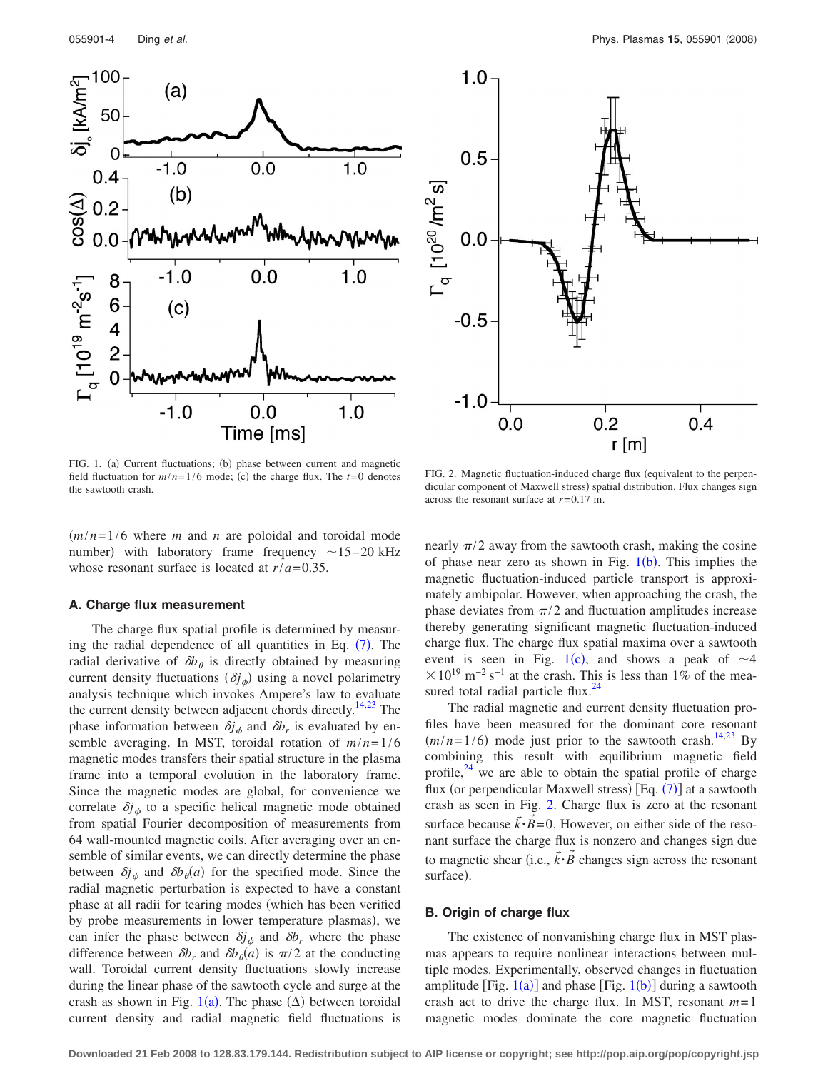FIG. 1. (a) Current fluctuations; (b) phase between current and magnetic field fluctuation for $m/n=1/6$ mode; (c) the charge flux. The $t=0$ denotes the sawtooth crash.

FIG. 2. Magnetic fluctuation-induced charge flux (equivalent to the perpendicular component of Maxwell stress) spatial distribution. Flux changes sign across the resonant surface at $r=0.17$ m.

($m/n=1/6$ where $m$ and $n$ are poloidal and toroidal mode number) with laboratory frame frequency $\sim$15–20 kHz whose resonant surface is located at $r/a=0.35$.

### A. Charge flux measurement

The charge flux spatial profile is determined by measuring the radial dependence of all quantities in Eq. (7). The radial derivative of $\delta b_\theta$ is directly obtained by measuring current density fluctuations ($\delta j_\phi$) using a novel polarimetry analysis technique which invokes Ampere's law to evaluate the current density between adjacent chords directly.[14,23] The phase information between $\delta j_\phi$ and $\delta b_r$ is evaluated by ensemble averaging. In MST, toroidal rotation of $m/n=1/6$ magnetic modes transfers their spatial structure in the plasma frame into a temporal evolution in the laboratory frame. Since the magnetic modes are global, for convenience we correlate $\delta j_\phi$ to a specific helical magnetic mode obtained from spatial Fourier decomposition of measurements from 64 wall-mounted magnetic coils. After averaging over an ensemble of similar events, we can directly determine the phase between $\delta j_\phi$ and $\delta b_\theta(a)$ for the specified mode. Since the radial magnetic perturbation is expected to have a constant phase at all radii for tearing modes (which has been verified by probe measurements in lower temperature plasmas), we can infer the phase between $\delta j_\phi$ and $\delta b_r$ where the phase difference between $\delta b_r$ and $\delta b_\theta(a)$ is $\pi/2$ at the conducting wall. Toroidal current density fluctuations slowly increase during the linear phase of the sawtooth cycle and surge at the crash as shown in Fig. 1(a). The phase ($\Delta$) between toroidal current density and radial magnetic field fluctuations is nearly $\pi/2$ away from the sawtooth crash, making the cosine of phase near zero as shown in Fig. 1(b). This implies the magnetic fluctuation-induced particle transport is approximately ambipolar. However, when approaching the crash, the phase deviates from $\pi/2$ and fluctuation amplitudes increase thereby generating significant magnetic fluctuation-induced charge flux. The charge flux spatial maxima over a sawtooth event is seen in Fig. 1(c), and shows a peak of $\sim 4 \times 10^{19}$ m$^{-2}$ s$^{-1}$ at the crash. This is less than 1% of the measured total radial particle flux.[24]

The radial magnetic and current density fluctuation profiles have been measured for the dominant core resonant ($m/n=1/6$) mode just prior to the sawtooth crash.[14,23] By combining this result with equilibrium magnetic field profile,[24] we are able to obtain the spatial profile of charge flux (or perpendicular Maxwell stress) [Eq. (7)] at a sawtooth crash as seen in Fig. 2. Charge flux is zero at the resonant surface because $\vec{k}\cdot\vec{B}=0$. However, on either side of the resonant surface the charge flux is nonzero and changes sign due to magnetic shear (i.e., $\vec{k}\cdot\vec{B}$ changes sign across the resonant surface).

### B. Origin of charge flux

The existence of nonvanishing charge flux in MST plasmas appears to require nonlinear interactions between multiple modes. Experimentally, observed changes in fluctuation amplitude [Fig. 1(a)] and phase [Fig. 1(b)] during a sawtooth crash act to drive the charge flux. In MST, resonant $m=1$ magnetic modes dominate the core magnetic fluctuation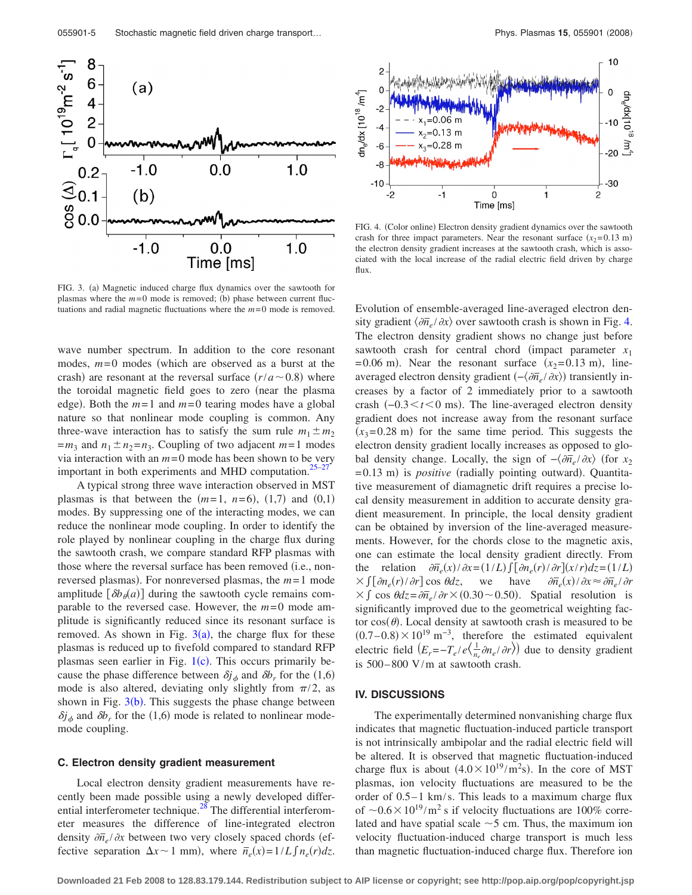FIG. 3. (a) Magnetic induced charge flux dynamics over the sawtooth for plasmas where the $m=0$ mode is removed; (b) phase between current fluctuations and radial magnetic fluctuations where the $m=0$ mode is removed.

FIG. 4. (Color online) Electron density gradient dynamics over the sawtooth crash for three impact parameters. Near the resonant surface ($x_2=0.13$ m) the electron density gradient increases at the sawtooth crash, which is associated with the local increase of the radial electric field driven by charge flux.

wave number spectrum. In addition to the core resonant modes, $m=0$ modes (which are observed as a burst at the crash) are resonant at the reversal surface ($r/a \sim 0.8$) where the toroidal magnetic field goes to zero (near the plasma edge). Both the $m=1$ and $m=0$ tearing modes have a global nature so that nonlinear mode coupling is common. Any three-wave interaction has to satisfy the sum rule $m_1 \pm m_2 = m_3$ and $n_1 \pm n_2 = n_3$. Coupling of two adjacent $m=1$ modes via interaction with an $m=0$ mode has been shown to be very important in both experiments and MHD computation.[25–27]

A typical strong three wave interaction observed in MST plasmas is that between the ($m=1$, $n=6$), (1,7) and (0,1) modes. By suppressing one of the interacting modes, we can reduce the nonlinear mode coupling. In order to identify the role played by nonlinear coupling in the charge flux during the sawtooth crash, we compare standard RFP plasmas with those where the reversal surface has been removed (i.e., nonreversed plasmas). For nonreversed plasmas, the $m=1$ mode amplitude [$\delta b_\theta(a)$] during the sawtooth cycle remains comparable to the reversed case. However, the $m=0$ mode amplitude is significantly reduced since its resonant surface is removed. As shown in Fig. 3(a), the charge flux for these plasmas is reduced up to fivefold compared to standard RFP plasmas seen earlier in Fig. 1(c). This occurs primarily because the phase difference between $\delta j_\phi$ and $\delta b_r$ for the (1,6) mode is also altered, deviating only slightly from $\pi/2$, as shown in Fig. 3(b). This suggests the phase change between $\delta j_\phi$ and $\delta b_r$ for the (1,6) mode is related to nonlinear mode-mode coupling.

### C. Electron density gradient measurement

Local electron density gradient measurements have recently been made possible using a newly developed differential interferometer technique.[28] The differential interferometer measures the difference of line-integrated electron density $\partial \bar{n}_e/\partial x$ between two very closely spaced chords (effective separation $\Delta x \sim 1$ mm), where $\bar{n}_e(x)=1/L\int n_e(r)dz$. Evolution of ensemble-averaged line-averaged electron density gradient $\langle \partial \bar{n}_e/\partial x\rangle$ over sawtooth crash is shown in Fig. 4. The electron density gradient shows no change just before sawtooth crash for central chord (impact parameter $x_1 = 0.06$ m). Near the resonant surface ($x_2=0.13$ m), line-averaged electron density gradient ($-\langle \partial \bar{n}_e/\partial x\rangle$) transiently increases by a factor of 2 immediately prior to a sawtooth crash ($-0.3<t<0$ ms). The line-averaged electron density gradient does not increase away from the resonant surface ($x_3=0.28$ m) for the same time period. This suggests the electron density gradient locally increases as opposed to global density change. Locally, the sign of $-\langle \partial \bar{n}_e/\partial x\rangle$ (for $x_2 = 0.13$ m) is *positive* (radially pointing outward). Quantitative measurement of diamagnetic drift requires a precise local density measurement in addition to accurate density gradient measurement. In principle, the local density gradient can be obtained by inversion of the line-averaged measurements. However, for the chords close to the magnetic axis, one can estimate the local density gradient directly. From the relation $\partial \bar{n}_e(x)/\partial x = (1/L)\int [\partial n_e(r)/\partial r](x/r)dz = (1/L) \times \int [\partial n_e(r)/\partial r]\cos\theta dz$, we have $\partial \bar{n}_e(x)/\partial x \approx \partial \bar{n}_e/\partial r \times \int \cos\theta dz = \partial \bar{n}_e/\partial r \times (0.30 \sim 0.50)$. Spatial resolution is significantly improved due to the geometrical weighting factor $\cos(\theta)$. Local density at sawtooth crash is measured to be $(0.7-0.8)\times 10^{19}$ m$^{-3}$, therefore the estimated equivalent electric field $\left(E_r = -T_e/e\left\langle \frac{1}{n_e}\partial n_e/\partial r\right\rangle\right)$ due to density gradient is 500–800 V/m at sawtooth crash.

## IV. DISCUSSIONS

The experimentally determined nonvanishing charge flux indicates that magnetic fluctuation-induced particle transport is not intrinsically ambipolar and the radial electric field will be altered. It is observed that magnetic fluctuation-induced charge flux is about ($4.0\times 10^{19}$/m$^2$s). In the core of MST plasmas, ion velocity fluctuations are measured to be the order of 0.5–1 km/s. This leads to a maximum charge flux of $\sim 0.6\times 10^{19}$/m$^2$ s if velocity fluctuations are 100% correlated and have spatial scale $\sim 5$ cm. Thus, the maximum ion velocity fluctuation-induced charge transport is much less than magnetic fluctuation-induced charge flux. Therefore ion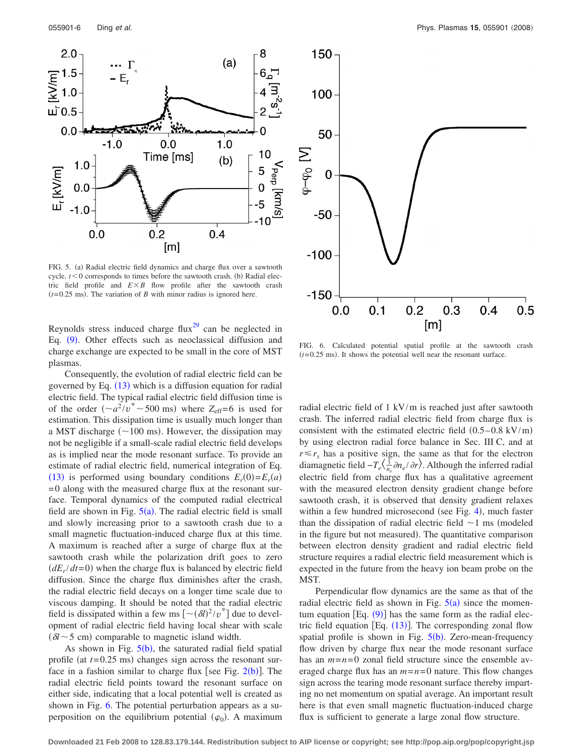FIG. 5. (a) Radial electric field dynamics and charge flux over a sawtooth cycle. $t<0$ corresponds to times before the sawtooth crash. (b) Radial electric field profile and $E\times B$ flow profile after the sawtooth crash ($t=0.25$ ms). The variation of $B$ with minor radius is ignored here.

FIG. 6. Calculated potential spatial profile at the sawtooth crash ($t=0.25$ ms). It shows the potential well near the resonant surface.

Reynolds stress induced charge flux[29] can be neglected in Eq. (9). Other effects such as neoclassical diffusion and charge exchange are expected to be small in the core of MST plasmas.

Consequently, the evolution of radial electric field can be governed by Eq. (13) which is a diffusion equation for radial electric field. The typical radial electric field diffusion time is of the order ($\sim a^2/v^* \sim 500$ ms) where $Z_{\text{eff}}=6$ is used for estimation. This dissipation time is usually much longer than a MST discharge ($\sim 100$ ms). However, the dissipation may not be negligible if a small-scale radial electric field develops as is implied near the mode resonant surface. To provide an estimate of radial electric field, numerical integration of Eq. (13) is performed using boundary conditions $E_r(0)=E_r(a)=0$ along with the measured charge flux at the resonant surface. Temporal dynamics of the computed radial electrical field are shown in Fig. 5(a). The radial electric field is small and slowly increasing prior to a sawtooth crash due to a small magnetic fluctuation-induced charge flux at this time. A maximum is reached after a surge of charge flux at the sawtooth crash while the polarization drift goes to zero ($dE_r/dt=0$) when the charge flux is balanced by electric field diffusion. Since the charge flux diminishes after the crash, the radial electric field decays on a longer time scale due to viscous damping. It should be noted that the radial electric field is dissipated within a few ms [$\sim(\delta l)^2/v^*$] due to development of radial electric field having local shear with scale ($\delta l \sim 5$ cm) comparable to magnetic island width.

As shown in Fig. 5(b), the saturated radial field spatial profile (at $t=0.25$ ms) changes sign across the resonant surface in a fashion similar to charge flux [see Fig. 2(b)]. The radial electric field points toward the resonant surface on either side, indicating that a local potential well is created as shown in Fig. 6. The potential perturbation appears as a superposition on the equilibrium potential ($\varphi_0$). A maximum radial electric field of 1 kV/m is reached just after sawtooth crash. The inferred radial electric field from charge flux is consistent with the estimated electric field (0.5–0.8 kV/m) by using electron radial force balance in Sec. III C, and at $r\leq r_s$ has a positive sign, the same as that for the electron diamagnetic field $-T_e\langle\frac{1}{n_e}\partial n_e/\partial r\rangle$. Although the inferred radial electric field from charge flux has a qualitative agreement with the measured electron density gradient change before sawtooth crash, it is observed that density gradient relaxes within a few hundred microsecond (see Fig. 4), much faster than the dissipation of radial electric field $\sim 1$ ms (modeled in the figure but not measured). The quantitative comparison between electron density gradient and radial electric field structure requires a radial electric field measurement which is expected in the future from the heavy ion beam probe on the MST.

Perpendicular flow dynamics are the same as that of the radial electric field as shown in Fig. 5(a) since the momentum equation [Eq. (9)] has the same form as the radial electric field equation [Eq. (13)]. The corresponding zonal flow spatial profile is shown in Fig. 5(b). Zero-mean-frequency flow driven by charge flux near the mode resonant surface has an $m=n=0$ zonal field structure since the ensemble averaged charge flux has an $m=n=0$ nature. This flow changes sign across the tearing mode resonant surface thereby imparting no net momentum on spatial average. An important result here is that even small magnetic fluctuation-induced charge flux is sufficient to generate a large zonal flow structure.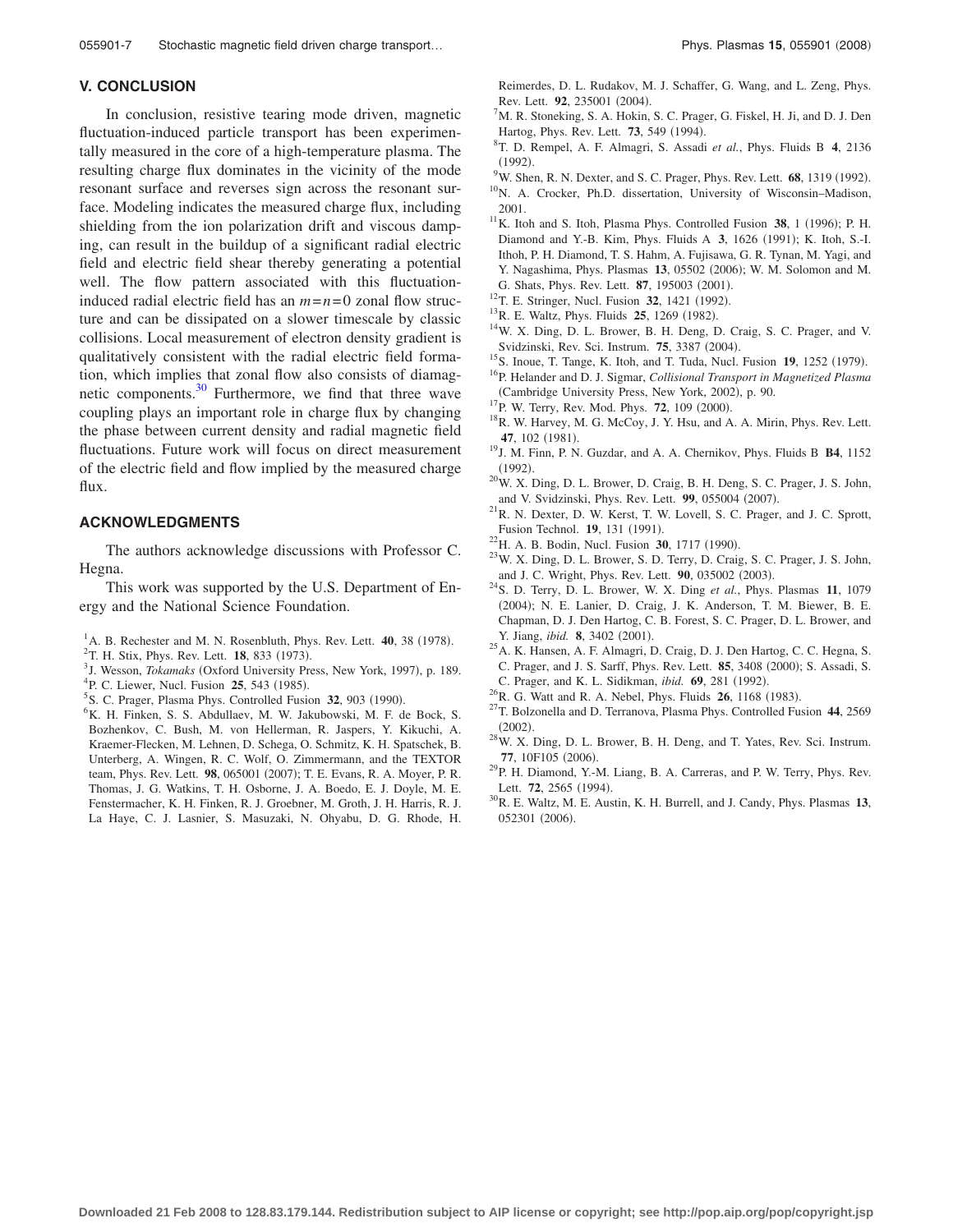## V. CONCLUSION

In conclusion, resistive tearing mode driven, magnetic fluctuation-induced particle transport has been experimentally measured in the core of a high-temperature plasma. The resulting charge flux dominates in the vicinity of the mode resonant surface and reverses sign across the resonant surface. Modeling indicates the measured charge flux, including shielding from the ion polarization drift and viscous damping, can result in the buildup of a significant radial electric field and electric field shear thereby generating a potential well. The flow pattern associated with this fluctuation-induced radial electric field has an $m=n=0$ zonal flow structure and can be dissipated on a slower timescale by classic collisions. Local measurement of electron density gradient is qualitatively consistent with the radial electric field formation, which implies that zonal flow also consists of diamagnetic components.[30] Furthermore, we find that three wave coupling plays an important role in charge flux by changing the phase between current density and radial magnetic field fluctuations. Future work will focus on direct measurement of the electric field and flow implied by the measured charge flux.

## ACKNOWLEDGMENTS

The authors acknowledge discussions with Professor C. Hegna.

This work was supported by the U.S. Department of Energy and the National Science Foundation.

[1] A. B. Rechester and M. N. Rosenbluth, Phys. Rev. Lett. **40**, 38 (1978).
[2] T. H. Stix, Phys. Rev. Lett. **18**, 833 (1973).
[3] J. Wesson, *Tokamaks* (Oxford University Press, New York, 1997), p. 189.
[4] P. C. Liewer, Nucl. Fusion **25**, 543 (1985).
[5] S. C. Prager, Plasma Phys. Controlled Fusion **32**, 903 (1990).
[6] K. H. Finken, S. S. Abdullaev, M. W. Jakubowski, M. F. de Bock, S. Bozhenkov, C. Bush, M. von Hellerman, R. Jaspers, Y. Kikuchi, A. Kraemer-Flecken, M. Lehnen, D. Schega, O. Schmitz, K. H. Spatschek, B. Unterberg, A. Wingen, R. C. Wolf, O. Zimmermann, and the TEXTOR team, Phys. Rev. Lett. **98**, 065001 (2007); T. E. Evans, R. A. Moyer, P. R. Thomas, J. G. Watkins, T. H. Osborne, J. A. Boedo, E. J. Doyle, M. E. Fenstermacher, K. H. Finken, R. J. Groebner, M. Groth, J. H. Harris, R. J. La Haye, C. J. Lasnier, S. Masuzaki, N. Ohyabu, D. G. Rhode, H. Reimerdes, D. L. Rudakov, M. J. Schaffer, G. Wang, and L. Zeng, Phys. Rev. Lett. **92**, 235001 (2004).
[7] M. R. Stoneking, S. A. Hokin, S. C. Prager, G. Fiskel, H. Ji, and D. J. Den Hartog, Phys. Rev. Lett. **73**, 549 (1994).
[8] T. D. Rempel, A. F. Almagri, S. Assadi *et al.*, Phys. Fluids B **4**, 2136 (1992).
[9] W. Shen, R. N. Dexter, and S. C. Prager, Phys. Rev. Lett. **68**, 1319 (1992).
[10] N. A. Crocker, Ph.D. dissertation, University of Wisconsin–Madison, 2001.
[11] K. Itoh and S. Itoh, Plasma Phys. Controlled Fusion **38**, 1 (1996); P. H. Diamond and Y.-B. Kim, Phys. Fluids A **3**, 1626 (1991); K. Itoh, S.-I. Ithoh, P. H. Diamond, T. S. Hahm, A. Fujisawa, G. R. Tynan, M. Yagi, and Y. Nagashima, Phys. Plasmas **13**, 05502 (2006); W. M. Solomon and M. G. Shats, Phys. Rev. Lett. **87**, 195003 (2001).
[12] T. E. Stringer, Nucl. Fusion **32**, 1421 (1992).
[13] R. E. Waltz, Phys. Fluids **25**, 1269 (1982).
[14] W. X. Ding, D. L. Brower, B. H. Deng, D. Craig, S. C. Prager, and V. Svidzinski, Rev. Sci. Instrum. **75**, 3387 (2004).
[15] S. Inoue, T. Tange, K. Itoh, and T. Tuda, Nucl. Fusion **19**, 1252 (1979).
[16] P. Helander and D. J. Sigmar, *Collisional Transport in Magnetized Plasma* (Cambridge University Press, New York, 2002), p. 90.
[17] P. W. Terry, Rev. Mod. Phys. **72**, 109 (2000).
[18] R. W. Harvey, M. G. McCoy, J. Y. Hsu, and A. A. Mirin, Phys. Rev. Lett. **47**, 102 (1981).
[19] J. M. Finn, P. N. Guzdar, and A. A. Chernikov, Phys. Fluids B **B4**, 1152 (1992).
[20] W. X. Ding, D. L. Brower, D. Craig, B. H. Deng, S. C. Prager, J. S. John, and V. Svidzinski, Phys. Rev. Lett. **99**, 055004 (2007).
[21] R. N. Dexter, D. W. Kerst, T. W. Lovell, S. C. Prager, and J. C. Sprott, Fusion Technol. **19**, 131 (1991).
[22] H. A. B. Bodin, Nucl. Fusion **30**, 1717 (1990).
[23] W. X. Ding, D. L. Brower, S. D. Terry, D. Craig, S. C. Prager, J. S. John, and J. C. Wright, Phys. Rev. Lett. **90**, 035002 (2003).
[24] S. D. Terry, D. L. Brower, W. X. Ding *et al.*, Phys. Plasmas **11**, 1079 (2004); N. E. Lanier, D. Craig, J. K. Anderson, T. M. Biewer, B. E. Chapman, D. J. Den Hartog, C. B. Forest, S. C. Prager, D. L. Brower, and Y. Jiang, *ibid.* **8**, 3402 (2001).
[25] A. K. Hansen, A. F. Almagri, D. Craig, D. J. Den Hartog, C. C. Hegna, S. C. Prager, and J. S. Sarff, Phys. Rev. Lett. **85**, 3408 (2000); S. Assadi, S. C. Prager, and K. L. Sidikman, *ibid.* **69**, 281 (1992).
[26] R. G. Watt and R. A. Nebel, Phys. Fluids **26**, 1168 (1983).
[27] T. Bolzonella and D. Terranova, Plasma Phys. Controlled Fusion **44**, 2569 (2002).
[28] W. X. Ding, D. L. Brower, B. H. Deng, and T. Yates, Rev. Sci. Instrum. **77**, 10F105 (2006).
[29] P. H. Diamond, Y.-M. Liang, B. A. Carreras, and P. W. Terry, Phys. Rev. Lett. **72**, 2565 (1994).
[30] R. E. Waltz, M. E. Austin, K. H. Burrell, and J. Candy, Phys. Plasmas **13**, 052301 (2006).